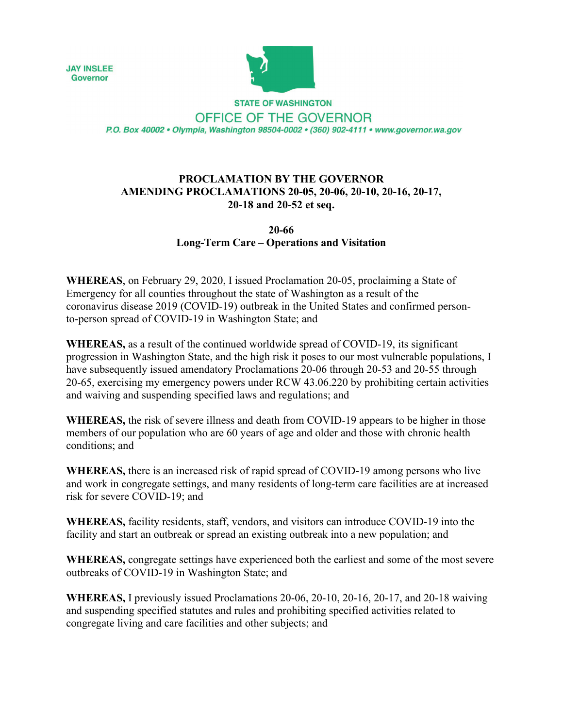JAY INSLEE
Governor

STATE OF WASHINGTON

OFFICE OF THE GOVERNOR

P.O. Box 40002 • Olympia, Washington 98504-0002 • (360) 902-4111 • www.governor.wa.gov

**PROCLAMATION BY THE GOVERNOR**
**AMENDING PROCLAMATIONS 20-05, 20-06, 20-10, 20-16, 20-17,**
**20-18 and 20-52 et seq.**

**20-66**
**Long-Term Care – Operations and Visitation**

**WHEREAS**, on February 29, 2020, I issued Proclamation 20-05, proclaiming a State of Emergency for all counties throughout the state of Washington as a result of the coronavirus disease 2019 (COVID-19) outbreak in the United States and confirmed person-to-person spread of COVID-19 in Washington State; and

**WHEREAS,** as a result of the continued worldwide spread of COVID-19, its significant progression in Washington State, and the high risk it poses to our most vulnerable populations, I have subsequently issued amendatory Proclamations 20-06 through 20-53 and 20-55 through 20-65, exercising my emergency powers under RCW 43.06.220 by prohibiting certain activities and waiving and suspending specified laws and regulations; and

**WHEREAS,** the risk of severe illness and death from COVID-19 appears to be higher in those members of our population who are 60 years of age and older and those with chronic health conditions; and

**WHEREAS,** there is an increased risk of rapid spread of COVID-19 among persons who live and work in congregate settings, and many residents of long-term care facilities are at increased risk for severe COVID-19; and

**WHEREAS,** facility residents, staff, vendors, and visitors can introduce COVID-19 into the facility and start an outbreak or spread an existing outbreak into a new population; and

**WHEREAS,** congregate settings have experienced both the earliest and some of the most severe outbreaks of COVID-19 in Washington State; and

**WHEREAS,** I previously issued Proclamations 20-06, 20-10, 20-16, 20-17, and 20-18 waiving and suspending specified statutes and rules and prohibiting specified activities related to congregate living and care facilities and other subjects; and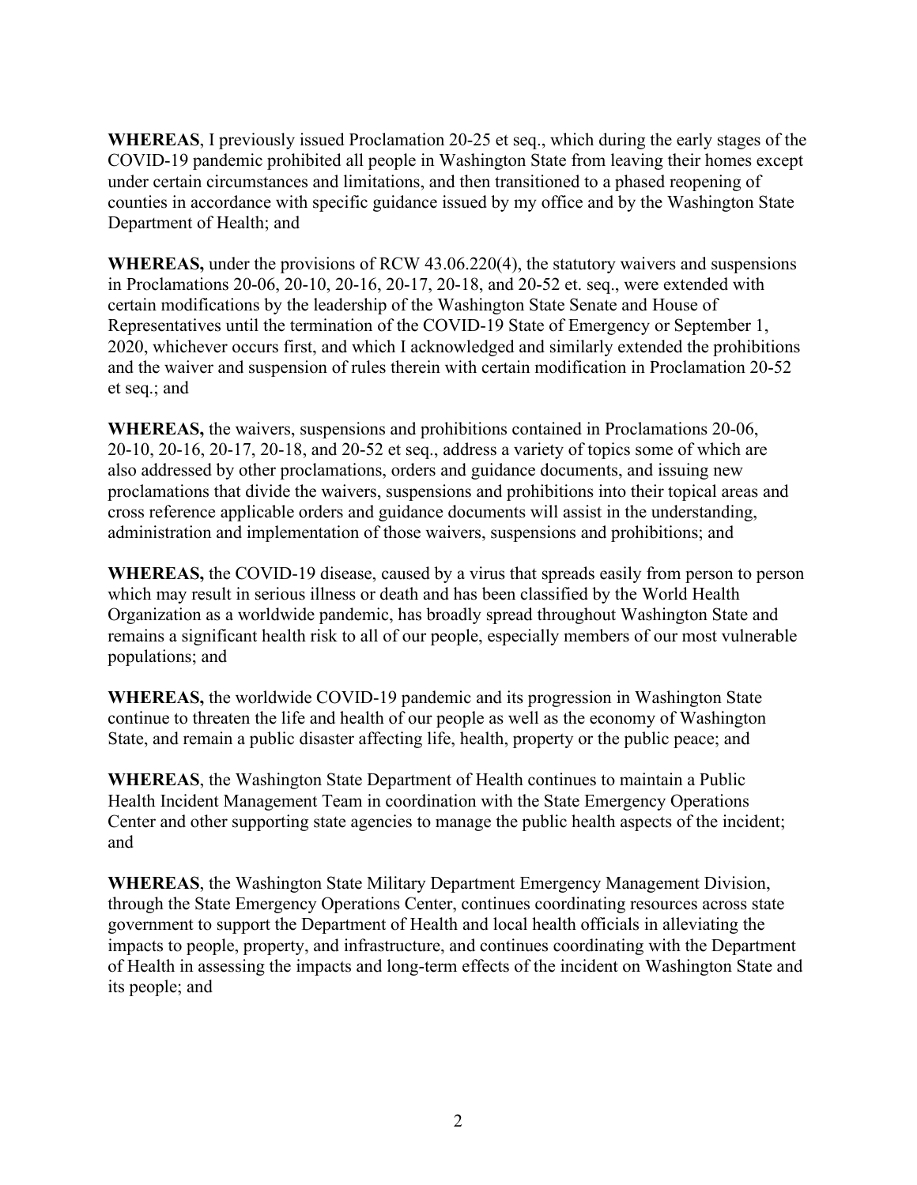**WHEREAS**, I previously issued Proclamation 20-25 et seq., which during the early stages of the COVID-19 pandemic prohibited all people in Washington State from leaving their homes except under certain circumstances and limitations, and then transitioned to a phased reopening of counties in accordance with specific guidance issued by my office and by the Washington State Department of Health; and

**WHEREAS,** under the provisions of RCW 43.06.220(4), the statutory waivers and suspensions in Proclamations 20-06, 20-10, 20-16, 20-17, 20-18, and 20-52 et. seq., were extended with certain modifications by the leadership of the Washington State Senate and House of Representatives until the termination of the COVID-19 State of Emergency or September 1, 2020, whichever occurs first, and which I acknowledged and similarly extended the prohibitions and the waiver and suspension of rules therein with certain modification in Proclamation 20-52 et seq.; and

**WHEREAS,** the waivers, suspensions and prohibitions contained in Proclamations 20-06, 20-10, 20-16, 20-17, 20-18, and 20-52 et seq., address a variety of topics some of which are also addressed by other proclamations, orders and guidance documents, and issuing new proclamations that divide the waivers, suspensions and prohibitions into their topical areas and cross reference applicable orders and guidance documents will assist in the understanding, administration and implementation of those waivers, suspensions and prohibitions; and

**WHEREAS,** the COVID-19 disease, caused by a virus that spreads easily from person to person which may result in serious illness or death and has been classified by the World Health Organization as a worldwide pandemic, has broadly spread throughout Washington State and remains a significant health risk to all of our people, especially members of our most vulnerable populations; and

**WHEREAS,** the worldwide COVID-19 pandemic and its progression in Washington State continue to threaten the life and health of our people as well as the economy of Washington State, and remain a public disaster affecting life, health, property or the public peace; and

**WHEREAS**, the Washington State Department of Health continues to maintain a Public Health Incident Management Team in coordination with the State Emergency Operations Center and other supporting state agencies to manage the public health aspects of the incident; and

**WHEREAS**, the Washington State Military Department Emergency Management Division, through the State Emergency Operations Center, continues coordinating resources across state government to support the Department of Health and local health officials in alleviating the impacts to people, property, and infrastructure, and continues coordinating with the Department of Health in assessing the impacts and long-term effects of the incident on Washington State and its people; and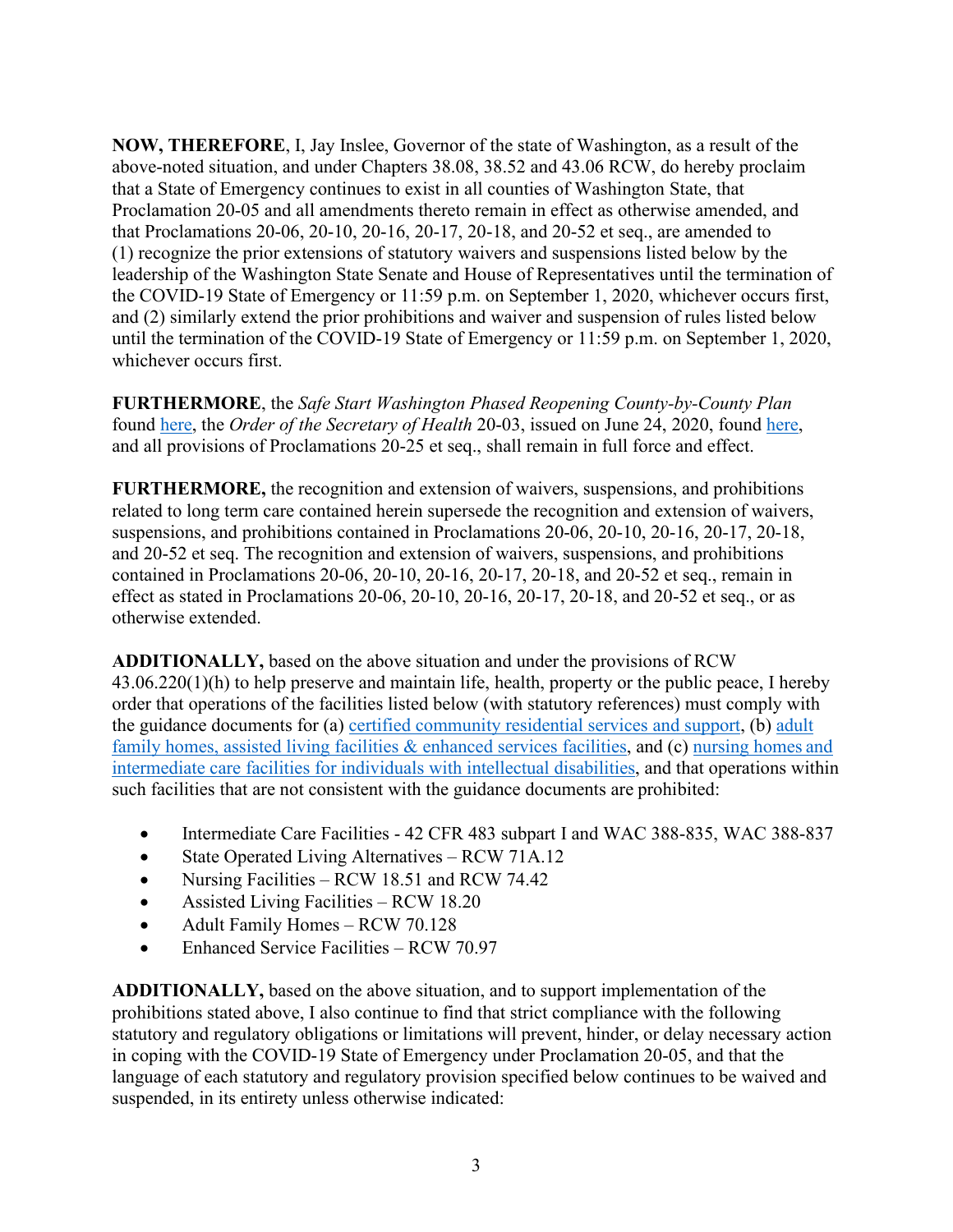**NOW, THEREFORE**, I, Jay Inslee, Governor of the state of Washington, as a result of the above-noted situation, and under Chapters 38.08, 38.52 and 43.06 RCW, do hereby proclaim that a State of Emergency continues to exist in all counties of Washington State, that Proclamation 20-05 and all amendments thereto remain in effect as otherwise amended, and that Proclamations 20-06, 20-10, 20-16, 20-17, 20-18, and 20-52 et seq., are amended to (1) recognize the prior extensions of statutory waivers and suspensions listed below by the leadership of the Washington State Senate and House of Representatives until the termination of the COVID-19 State of Emergency or 11:59 p.m. on September 1, 2020, whichever occurs first, and (2) similarly extend the prior prohibitions and waiver and suspension of rules listed below until the termination of the COVID-19 State of Emergency or 11:59 p.m. on September 1, 2020, whichever occurs first.

**FURTHERMORE**, the *Safe Start Washington Phased Reopening County-by-County Plan* found here, the *Order of the Secretary of Health* 20-03, issued on June 24, 2020, found here, and all provisions of Proclamations 20-25 et seq., shall remain in full force and effect.

**FURTHERMORE,** the recognition and extension of waivers, suspensions, and prohibitions related to long term care contained herein supersede the recognition and extension of waivers, suspensions, and prohibitions contained in Proclamations 20-06, 20-10, 20-16, 20-17, 20-18, and 20-52 et seq. The recognition and extension of waivers, suspensions, and prohibitions contained in Proclamations 20-06, 20-10, 20-16, 20-17, 20-18, and 20-52 et seq., remain in effect as stated in Proclamations 20-06, 20-10, 20-16, 20-17, 20-18, and 20-52 et seq., or as otherwise extended.

**ADDITIONALLY,** based on the above situation and under the provisions of RCW 43.06.220(1)(h) to help preserve and maintain life, health, property or the public peace, I hereby order that operations of the facilities listed below (with statutory references) must comply with the guidance documents for (a) certified community residential services and support, (b) adult family homes, assisted living facilities & enhanced services facilities, and (c) nursing homes and intermediate care facilities for individuals with intellectual disabilities, and that operations within such facilities that are not consistent with the guidance documents are prohibited:

- Intermediate Care Facilities - 42 CFR 483 subpart I and WAC 388-835, WAC 388-837
- State Operated Living Alternatives – RCW 71A.12
- Nursing Facilities – RCW 18.51 and RCW 74.42
- Assisted Living Facilities – RCW 18.20
- Adult Family Homes – RCW 70.128
- Enhanced Service Facilities – RCW 70.97

**ADDITIONALLY,** based on the above situation, and to support implementation of the prohibitions stated above, I also continue to find that strict compliance with the following statutory and regulatory obligations or limitations will prevent, hinder, or delay necessary action in coping with the COVID-19 State of Emergency under Proclamation 20-05, and that the language of each statutory and regulatory provision specified below continues to be waived and suspended, in its entirety unless otherwise indicated: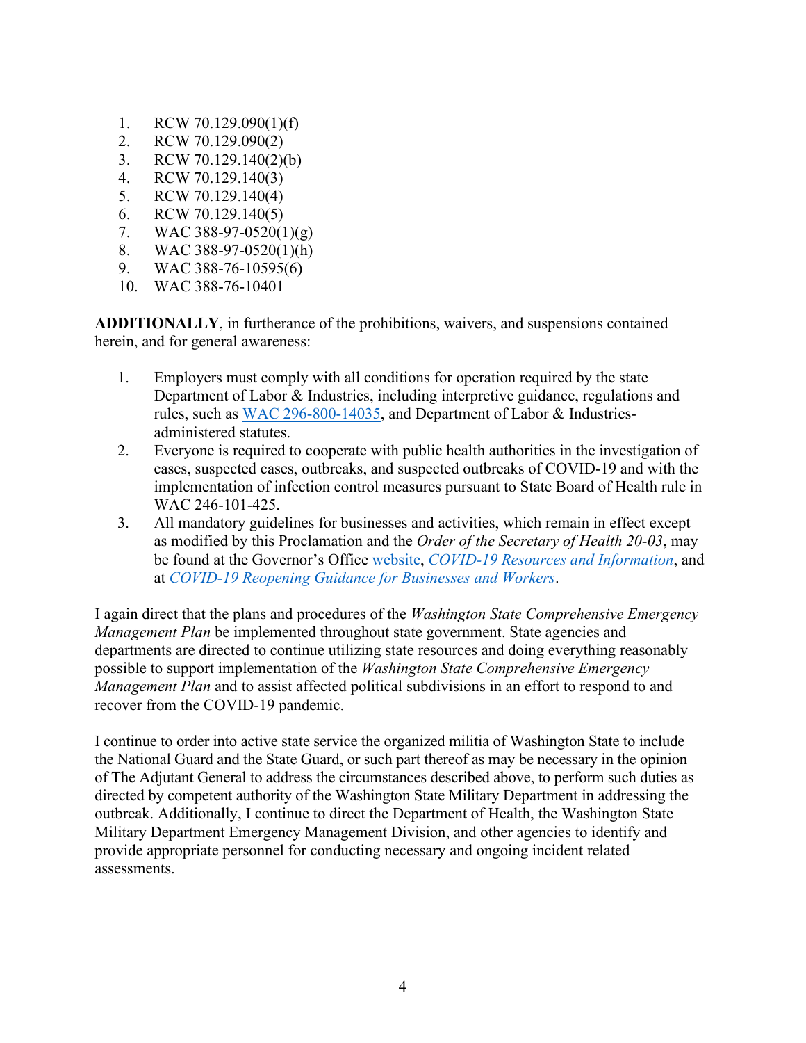1. RCW 70.129.090(1)(f)
2. RCW 70.129.090(2)
3. RCW 70.129.140(2)(b)
4. RCW 70.129.140(3)
5. RCW 70.129.140(4)
6. RCW 70.129.140(5)
7. WAC 388-97-0520(1)(g)
8. WAC 388-97-0520(1)(h)
9. WAC 388-76-10595(6)
10. WAC 388-76-10401

**ADDITIONALLY**, in furtherance of the prohibitions, waivers, and suspensions contained herein, and for general awareness:

1. Employers must comply with all conditions for operation required by the state Department of Labor & Industries, including interpretive guidance, regulations and rules, such as WAC 296-800-14035, and Department of Labor & Industries-administered statutes.
2. Everyone is required to cooperate with public health authorities in the investigation of cases, suspected cases, outbreaks, and suspected outbreaks of COVID-19 and with the implementation of infection control measures pursuant to State Board of Health rule in WAC 246-101-425.
3. All mandatory guidelines for businesses and activities, which remain in effect except as modified by this Proclamation and the *Order of the Secretary of Health 20-03*, may be found at the Governor's Office website, *COVID-19 Resources and Information*, and at *COVID-19 Reopening Guidance for Businesses and Workers*.

I again direct that the plans and procedures of the *Washington State Comprehensive Emergency Management Plan* be implemented throughout state government. State agencies and departments are directed to continue utilizing state resources and doing everything reasonably possible to support implementation of the *Washington State Comprehensive Emergency Management Plan* and to assist affected political subdivisions in an effort to respond to and recover from the COVID-19 pandemic.

I continue to order into active state service the organized militia of Washington State to include the National Guard and the State Guard, or such part thereof as may be necessary in the opinion of The Adjutant General to address the circumstances described above, to perform such duties as directed by competent authority of the Washington State Military Department in addressing the outbreak. Additionally, I continue to direct the Department of Health, the Washington State Military Department Emergency Management Division, and other agencies to identify and provide appropriate personnel for conducting necessary and ongoing incident related assessments.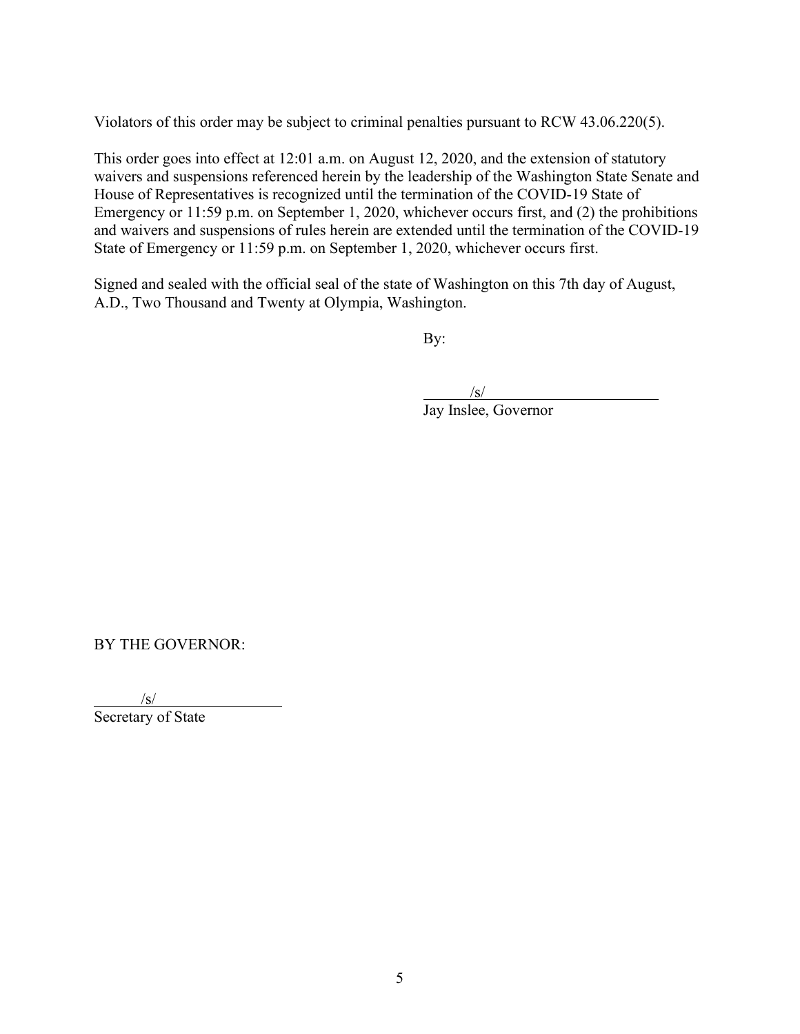Violators of this order may be subject to criminal penalties pursuant to RCW 43.06.220(5).

This order goes into effect at 12:01 a.m. on August 12, 2020, and the extension of statutory waivers and suspensions referenced herein by the leadership of the Washington State Senate and House of Representatives is recognized until the termination of the COVID-19 State of Emergency or 11:59 p.m. on September 1, 2020, whichever occurs first, and (2) the prohibitions and waivers and suspensions of rules herein are extended until the termination of the COVID-19 State of Emergency or 11:59 p.m. on September 1, 2020, whichever occurs first.

Signed and sealed with the official seal of the state of Washington on this 7th day of August, A.D., Two Thousand and Twenty at Olympia, Washington.

By:

/s/

Jay Inslee, Governor

BY THE GOVERNOR:

/s/

Secretary of State